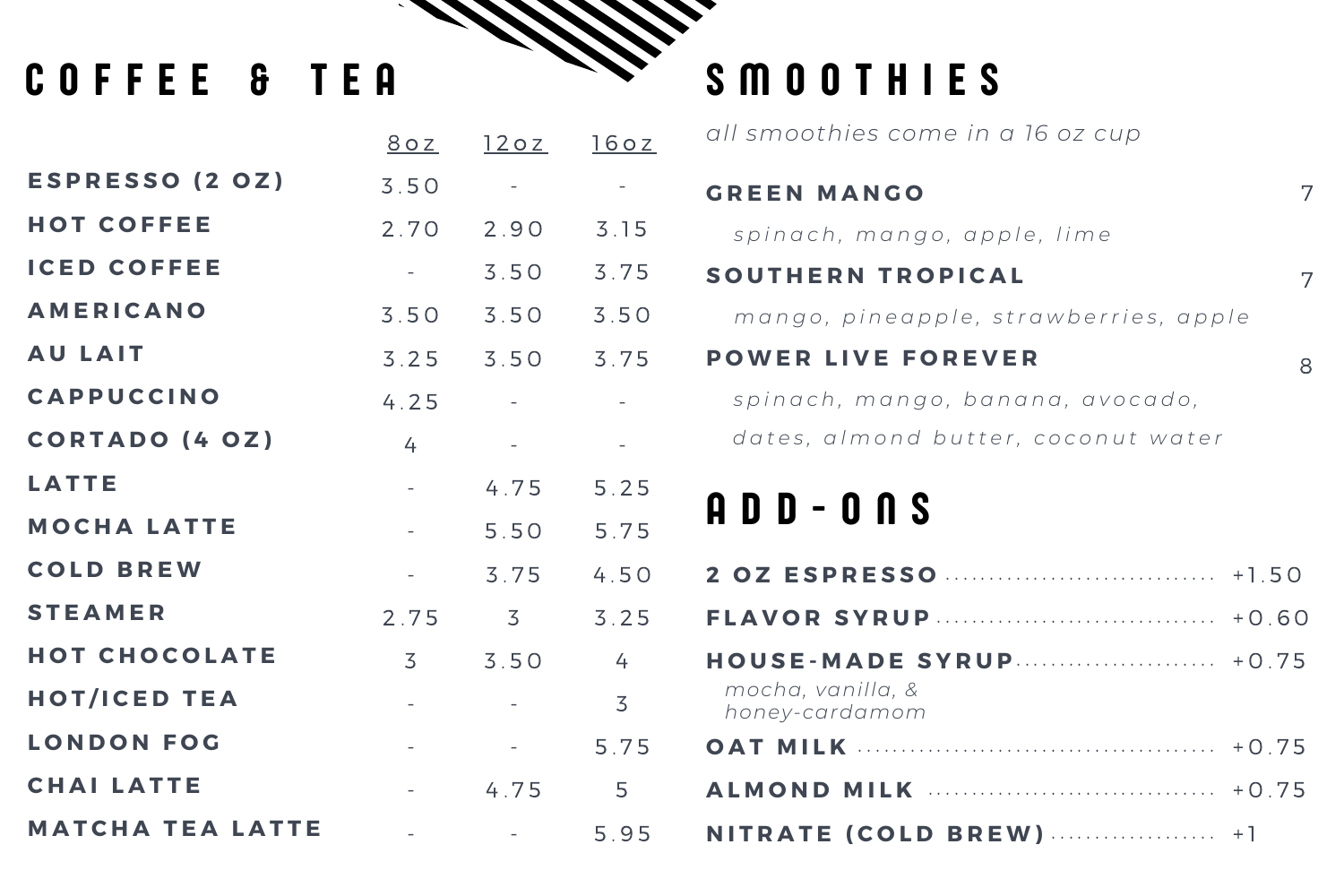# COFFEE & TEA

| | 8oz | 12oz | 16oz |
|---|---|---|---|
| **ESPRESSO (2 OZ)** | 3.50 | - | - |
| **HOT COFFEE** | 2.70 | 2.90 | 3.15 |
| **ICED COFFEE** | - | 3.50 | 3.75 |
| **AMERICANO** | 3.50 | 3.50 | 3.50 |
| **AU LAIT** | 3.25 | 3.50 | 3.75 |
| **CAPPUCCINO** | 4.25 | - | - |
| **CORTADO (4 OZ)** | 4 | - | - |
| **LATTE** | - | 4.75 | 5.25 |
| **MOCHA LATTE** | - | 5.50 | 5.75 |
| **COLD BREW** | - | 3.75 | 4.50 |
| **STEAMER** | 2.75 | 3 | 3.25 |
| **HOT CHOCOLATE** | 3 | 3.50 | 4 |
| **HOT/ICED TEA** | - | - | 3 |
| **LONDON FOG** | - | - | 5.75 |
| **CHAI LATTE** | - | 4.75 | 5 |
| **MATCHA TEA LATTE** | - | - | 5.95 |

# SMOOTHIES

*all smoothies come in a 16 oz cup*

**GREEN MANGO** 7
*spinach, mango, apple, lime*

**SOUTHERN TROPICAL** 7
*mango, pineapple, strawberries, apple*

**POWER LIVE FOREVER** 8
*spinach, mango, banana, avocado, dates, almond butter, coconut water*

# ADD-ONS

**2 OZ ESPRESSO** ........ +1.50

**FLAVOR SYRUP** ........ +0.60

**HOUSE-MADE SYRUP** ........ +0.75
*mocha, vanilla, & honey-cardamom*

**OAT MILK** ........ +0.75

**ALMOND MILK** ........ +0.75

**NITRATE (COLD BREW)** ........ +1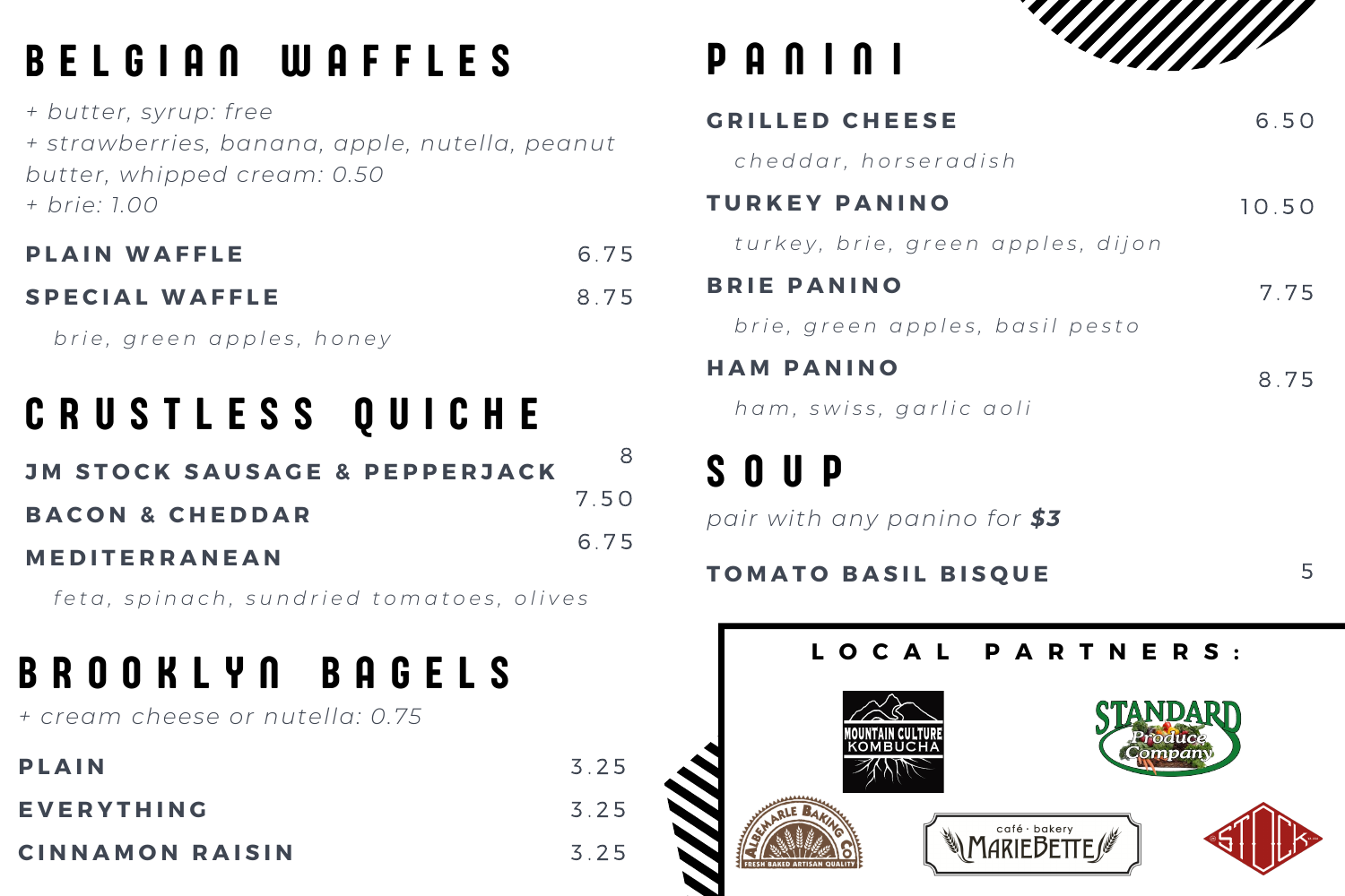# BELGIAN WAFFLES

*+ butter, syrup: free*
*+ strawberries, banana, apple, nutella, peanut butter, whipped cream: 0.50*
*+ brie: 1.00*

**PLAIN WAFFLE** 6.75

**SPECIAL WAFFLE** 8.75

*brie, green apples, honey*

# CRUSTLESS QUICHE

**JM STOCK SAUSAGE & PEPPERJACK** 8

**BACON & CHEDDAR** 7.50

**MEDITERRANEAN** 6.75

*feta, spinach, sundried tomatoes, olives*

# BROOKLYN BAGELS

*+ cream cheese or nutella: 0.75*

**PLAIN** 3.25

**EVERYTHING** 3.25

**CINNAMON RAISIN** 3.25

# PANINI

**GRILLED CHEESE** 6.50

*cheddar, horseradish*

**TURKEY PANINO** 10.50

*turkey, brie, green apples, dijon*

**BRIE PANINO** 7.75

*brie, green apples, basil pesto*

**HAM PANINO** 8.75

*ham, swiss, garlic aoli*

# SOUP

*pair with any panino for **$3***

**TOMATO BASIL BISQUE** 5

**LOCAL PARTNERS:**

Mountain Culture Kombucha

Standard Produce Company

Albemarle Baking Co — Fresh Baked Artisan Quality

café · bakery MarieBette

Stock